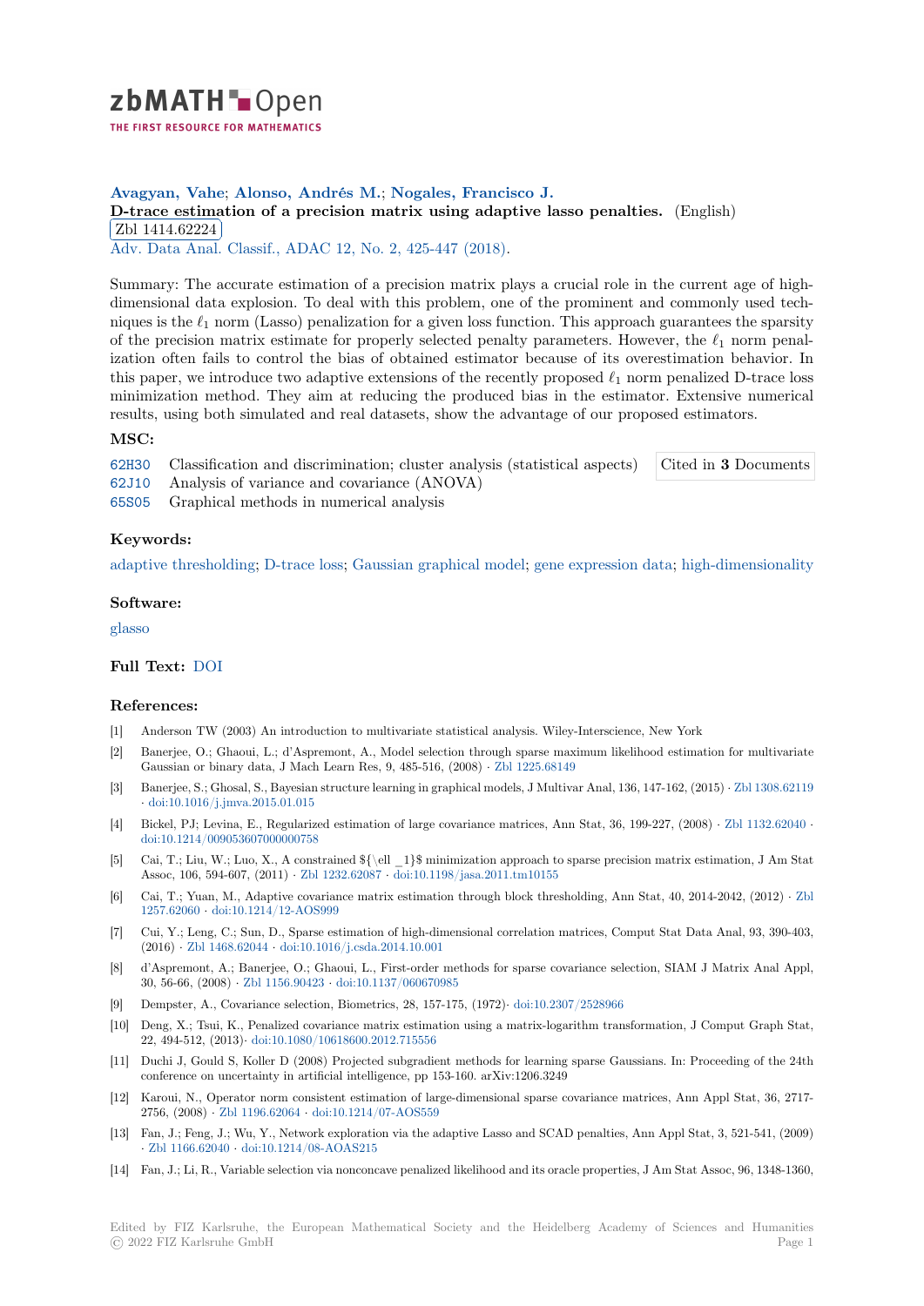Avagyan, Vahe; Alonso, Andrés M.; Nogales, Francisco J.

**D-trace estimation of a precision matrix using adaptive lasso penalties.** (English)

Zbl 1414.62224

Adv. Data Anal. Classif., ADAC 12, No. 2, 425-447 (2018).

Summary: The accurate estimation of a precision matrix plays a crucial role in the current age of high-dimensional data explosion. To deal with this problem, one of the prominent and commonly used techniques is the $\ell_1$ norm (Lasso) penalization for a given loss function. This approach guarantees the sparsity of the precision matrix estimate for properly selected penalty parameters. However, the $\ell_1$ norm penalization often fails to control the bias of obtained estimator because of its overestimation behavior. In this paper, we introduce two adaptive extensions of the recently proposed $\ell_1$ norm penalized D-trace loss minimization method. They aim at reducing the produced bias in the estimator. Extensive numerical results, using both simulated and real datasets, show the advantage of our proposed estimators.

### MSC:

- 62H30 Classification and discrimination; cluster analysis (statistical aspects)
- 62J10 Analysis of variance and covariance (ANOVA)
- 65S05 Graphical methods in numerical analysis

Cited in **3** Documents

### Keywords:

adaptive thresholding; D-trace loss; Gaussian graphical model; gene expression data; high-dimensionality

### Software:

glasso

### Full Text: DOI

### References:

[1] Anderson TW (2003) An introduction to multivariate statistical analysis. Wiley-Interscience, New York

[2] Banerjee, O.; Ghaoui, L.; d'Aspremont, A., Model selection through sparse maximum likelihood estimation for multivariate Gaussian or binary data, J Mach Learn Res, 9, 485-516, (2008) · Zbl 1225.68149

[3] Banerjee, S.; Ghosal, S., Bayesian structure learning in graphical models, J Multivar Anal, 136, 147-162, (2015) · Zbl 1308.62119 · doi:10.1016/j.jmva.2015.01.015

[4] Bickel, PJ; Levina, E., Regularized estimation of large covariance matrices, Ann Stat, 36, 199-227, (2008) · Zbl 1132.62040 · doi:10.1214/009053607000000758

[5] Cai, T.; Liu, W.; Luo, X., A constrained ${\ell _1}$ minimization approach to sparse precision matrix estimation, J Am Stat Assoc, 106, 594-607, (2011) · Zbl 1232.62087 · doi:10.1198/jasa.2011.tm10155

[6] Cai, T.; Yuan, M., Adaptive covariance matrix estimation through block thresholding, Ann Stat, 40, 2014-2042, (2012) · Zbl 1257.62060 · doi:10.1214/12-AOS999

[7] Cui, Y.; Leng, C.; Sun, D., Sparse estimation of high-dimensional correlation matrices, Comput Stat Data Anal, 93, 390-403, (2016) · Zbl 1468.62044 · doi:10.1016/j.csda.2014.10.001

[8] d'Aspremont, A.; Banerjee, O.; Ghaoui, L., First-order methods for sparse covariance selection, SIAM J Matrix Anal Appl, 30, 56-66, (2008) · Zbl 1156.90423 · doi:10.1137/060670985

[9] Dempster, A., Covariance selection, Biometrics, 28, 157-175, (1972)· doi:10.2307/2528966

[10] Deng, X.; Tsui, K., Penalized covariance matrix estimation using a matrix-logarithm transformation, J Comput Graph Stat, 22, 494-512, (2013)· doi:10.1080/10618600.2012.715556

[11] Duchi J, Gould S, Koller D (2008) Projected subgradient methods for learning sparse Gaussians. In: Proceeding of the 24th conference on uncertainty in artificial intelligence, pp 153-160. arXiv:1206.3249

[12] Karoui, N., Operator norm consistent estimation of large-dimensional sparse covariance matrices, Ann Appl Stat, 36, 2717-2756, (2008) · Zbl 1196.62064 · doi:10.1214/07-AOS559

[13] Fan, J.; Feng, J.; Wu, Y., Network exploration via the adaptive Lasso and SCAD penalties, Ann Appl Stat, 3, 521-541, (2009) · Zbl 1166.62040 · doi:10.1214/08-AOAS215

[14] Fan, J.; Li, R., Variable selection via nonconcave penalized likelihood and its oracle properties, J Am Stat Assoc, 96, 1348-1360,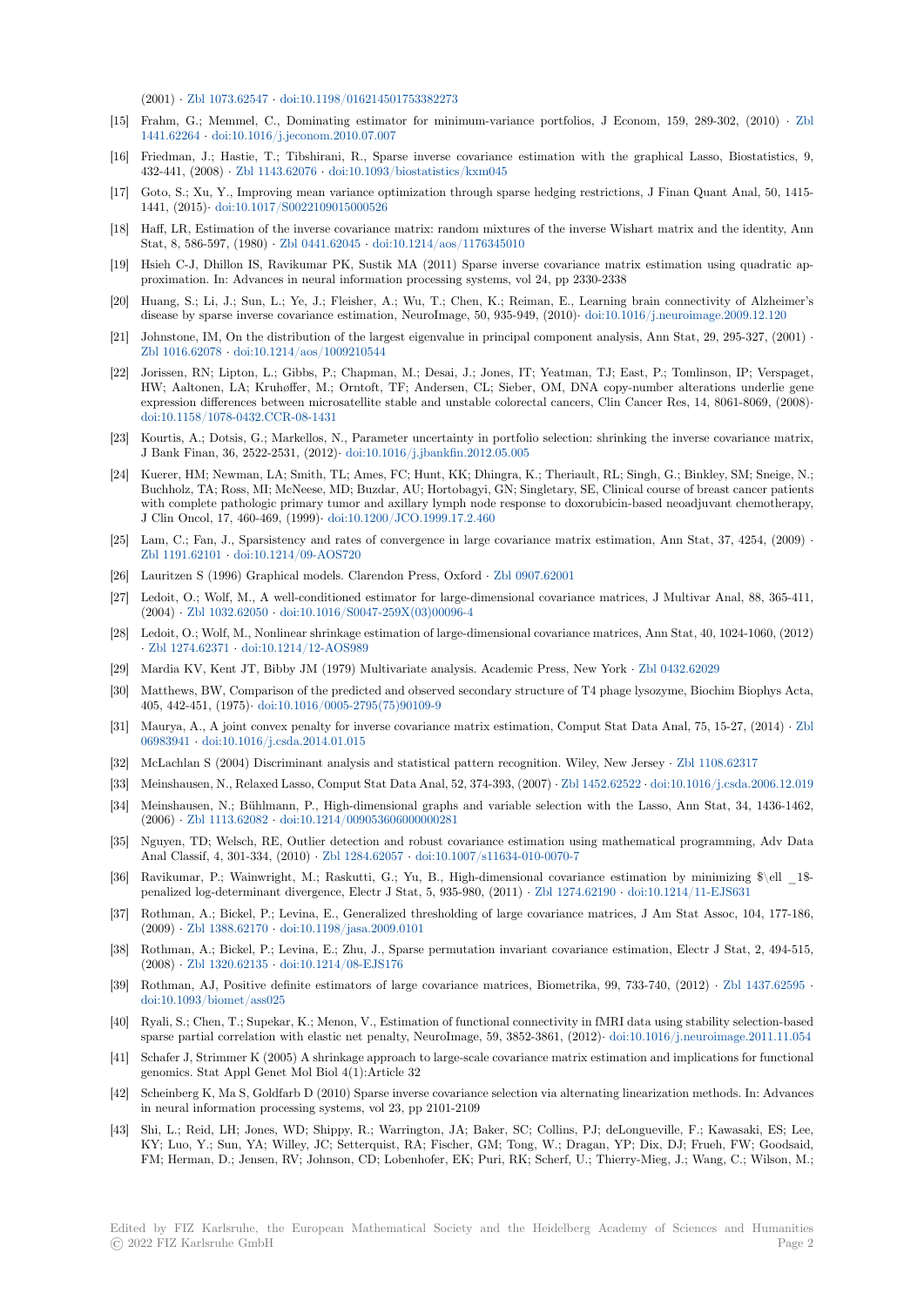(2001) · Zbl 1073.62547 · doi:10.1198/016214501753382273

[15] Frahm, G.; Memmel, C., Dominating estimator for minimum-variance portfolios, J Econom, 159, 289-302, (2010) · Zbl 1441.62264 · doi:10.1016/j.jeconom.2010.07.007

[16] Friedman, J.; Hastie, T.; Tibshirani, R., Sparse inverse covariance estimation with the graphical Lasso, Biostatistics, 9, 432-441, (2008) · Zbl 1143.62076 · doi:10.1093/biostatistics/kxm045

[17] Goto, S.; Xu, Y., Improving mean variance optimization through sparse hedging restrictions, J Finan Quant Anal, 50, 1415-1441, (2015)· doi:10.1017/S0022109015000526

[18] Haff, LR, Estimation of the inverse covariance matrix: random mixtures of the inverse Wishart matrix and the identity, Ann Stat, 8, 586-597, (1980) · Zbl 0441.62045 · doi:10.1214/aos/1176345010

[19] Hsieh C-J, Dhillon IS, Ravikumar PK, Sustik MA (2011) Sparse inverse covariance matrix estimation using quadratic approximation. In: Advances in neural information processing systems, vol 24, pp 2330-2338

[20] Huang, S.; Li, J.; Sun, L.; Ye, J.; Fleisher, A.; Wu, T.; Chen, K.; Reiman, E., Learning brain connectivity of Alzheimer's disease by sparse inverse covariance estimation, NeuroImage, 50, 935-949, (2010)· doi:10.1016/j.neuroimage.2009.12.120

[21] Johnstone, IM, On the distribution of the largest eigenvalue in principal component analysis, Ann Stat, 29, 295-327, (2001) · Zbl 1016.62078 · doi:10.1214/aos/1009210544

[22] Jorissen, RN; Lipton, L.; Gibbs, P.; Chapman, M.; Desai, J.; Jones, IT; Yeatman, TJ; East, P.; Tomlinson, IP; Verspaget, HW; Aaltonen, LA; Kruhøffer, M.; Orntoft, TF; Andersen, CL; Sieber, OM, DNA copy-number alterations underlie gene expression differences between microsatellite stable and unstable colorectal cancers, Clin Cancer Res, 14, 8061-8069, (2008)· doi:10.1158/1078-0432.CCR-08-1431

[23] Kourtis, A.; Dotsis, G.; Markellos, N., Parameter uncertainty in portfolio selection: shrinking the inverse covariance matrix, J Bank Finan, 36, 2522-2531, (2012)· doi:10.1016/j.jbankfin.2012.05.005

[24] Kuerer, HM; Newman, LA; Smith, TL; Ames, FC; Hunt, KK; Dhingra, K.; Theriault, RL; Singh, G.; Binkley, SM; Sneige, N.; Buchholz, TA; Ross, MI; McNeese, MD; Buzdar, AU; Hortobagyi, GN; Singletary, SE, Clinical course of breast cancer patients with complete pathologic primary tumor and axillary lymph node response to doxorubicin-based neoadjuvant chemotherapy, J Clin Oncol, 17, 460-469, (1999)· doi:10.1200/JCO.1999.17.2.460

[25] Lam, C.; Fan, J., Sparsistency and rates of convergence in large covariance matrix estimation, Ann Stat, 37, 4254, (2009) · Zbl 1191.62101 · doi:10.1214/09-AOS720

[26] Lauritzen S (1996) Graphical models. Clarendon Press, Oxford · Zbl 0907.62001

[27] Ledoit, O.; Wolf, M., A well-conditioned estimator for large-dimensional covariance matrices, J Multivar Anal, 88, 365-411, (2004) · Zbl 1032.62050 · doi:10.1016/S0047-259X(03)00096-4

[28] Ledoit, O.; Wolf, M., Nonlinear shrinkage estimation of large-dimensional covariance matrices, Ann Stat, 40, 1024-1060, (2012) · Zbl 1274.62371 · doi:10.1214/12-AOS989

[29] Mardia KV, Kent JT, Bibby JM (1979) Multivariate analysis. Academic Press, New York · Zbl 0432.62029

[30] Matthews, BW, Comparison of the predicted and observed secondary structure of T4 phage lysozyme, Biochim Biophys Acta, 405, 442-451, (1975)· doi:10.1016/0005-2795(75)90109-9

[31] Maurya, A., A joint convex penalty for inverse covariance matrix estimation, Comput Stat Data Anal, 75, 15-27, (2014) · Zbl 06983941 · doi:10.1016/j.csda.2014.01.015

[32] McLachlan S (2004) Discriminant analysis and statistical pattern recognition. Wiley, New Jersey · Zbl 1108.62317

[33] Meinshausen, N., Relaxed Lasso, Comput Stat Data Anal, 52, 374-393, (2007) · Zbl 1452.62522 · doi:10.1016/j.csda.2006.12.019

[34] Meinshausen, N.; Bühlmann, P., High-dimensional graphs and variable selection with the Lasso, Ann Stat, 34, 1436-1462, (2006) · Zbl 1113.62082 · doi:10.1214/009053606000000281

[35] Nguyen, TD; Welsch, RE, Outlier detection and robust covariance estimation using mathematical programming, Adv Data Anal Classif, 4, 301-334, (2010) · Zbl 1284.62057 · doi:10.1007/s11634-010-0070-7

[36] Ravikumar, P.; Wainwright, M.; Raskutti, G.; Yu, B., High-dimensional covariance estimation by minimizing $\ell _1$-penalized log-determinant divergence, Electr J Stat, 5, 935-980, (2011) · Zbl 1274.62190 · doi:10.1214/11-EJS631

[37] Rothman, A.; Bickel, P.; Levina, E., Generalized thresholding of large covariance matrices, J Am Stat Assoc, 104, 177-186, (2009) · Zbl 1388.62170 · doi:10.1198/jasa.2009.0101

[38] Rothman, A.; Bickel, P.; Levina, E.; Zhu, J., Sparse permutation invariant covariance estimation, Electr J Stat, 2, 494-515, (2008) · Zbl 1320.62135 · doi:10.1214/08-EJS176

[39] Rothman, AJ, Positive definite estimators of large covariance matrices, Biometrika, 99, 733-740, (2012) · Zbl 1437.62595 · doi:10.1093/biomet/ass025

[40] Ryali, S.; Chen, T.; Supekar, K.; Menon, V., Estimation of functional connectivity in fMRI data using stability selection-based sparse partial correlation with elastic net penalty, NeuroImage, 59, 3852-3861, (2012)· doi:10.1016/j.neuroimage.2011.11.054

[41] Schafer J, Strimmer K (2005) A shrinkage approach to large-scale covariance matrix estimation and implications for functional genomics. Stat Appl Genet Mol Biol 4(1):Article 32

[42] Scheinberg K, Ma S, Goldfarb D (2010) Sparse inverse covariance selection via alternating linearization methods. In: Advances in neural information processing systems, vol 23, pp 2101-2109

[43] Shi, L.; Reid, LH; Jones, WD; Shippy, R.; Warrington, JA; Baker, SC; Collins, PJ; deLongueville, F.; Kawasaki, ES; Lee, KY; Luo, Y.; Sun, YA; Willey, JC; Setterquist, RA; Fischer, GM; Tong, W.; Dragan, YP; Dix, DJ; Frueh, FW; Goodsaid, FM; Herman, D.; Jensen, RV; Johnson, CD; Lobenhofer, EK; Puri, RK; Scherf, U.; Thierry-Mieg, J.; Wang, C.; Wilson, M.;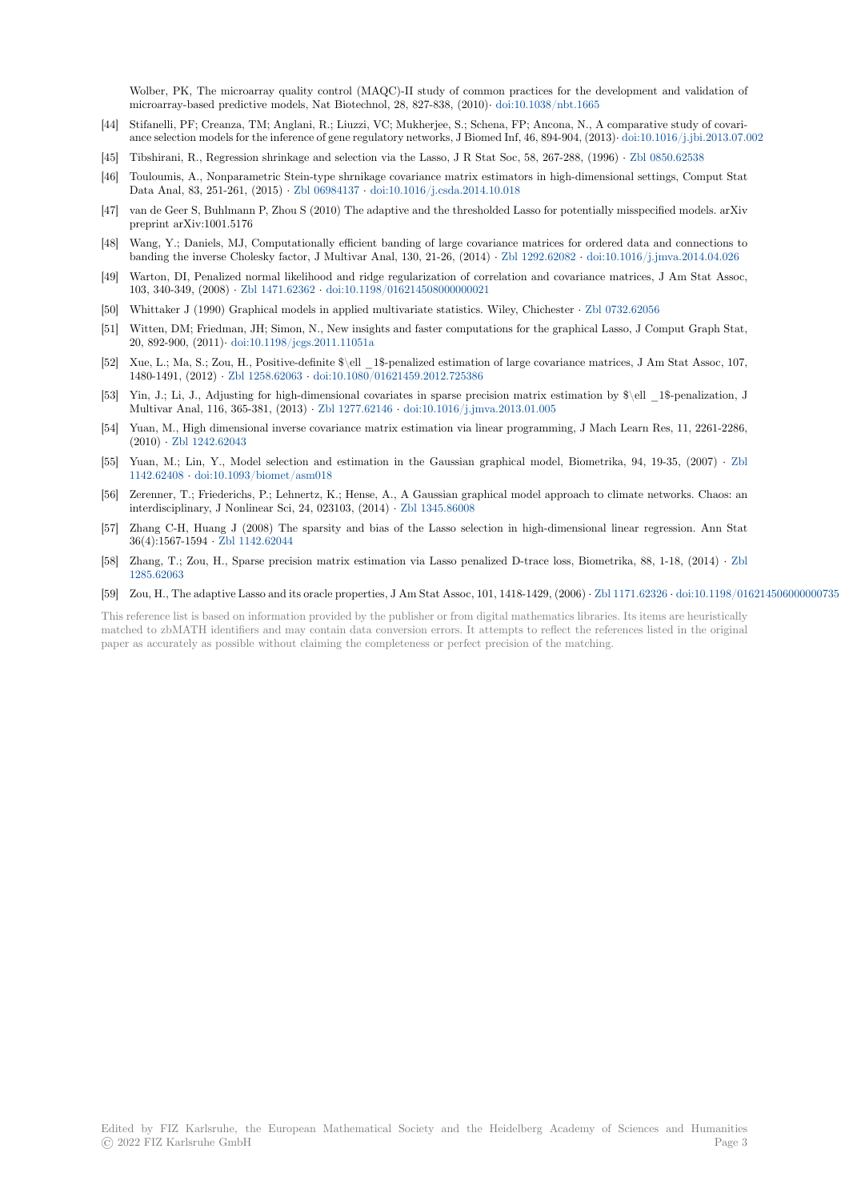Wolber, PK, The microarray quality control (MAQC)-II study of common practices for the development and validation of microarray-based predictive models, Nat Biotechnol, 28, 827-838, (2010)· doi:10.1038/nbt.1665

[44] Stifanelli, PF; Creanza, TM; Anglani, R.; Liuzzi, VC; Mukherjee, S.; Schena, FP; Ancona, N., A comparative study of covariance selection models for the inference of gene regulatory networks, J Biomed Inf, 46, 894-904, (2013)· doi:10.1016/j.jbi.2013.07.002

[45] Tibshirani, R., Regression shrinkage and selection via the Lasso, J R Stat Soc, 58, 267-288, (1996) · Zbl 0850.62538

[46] Touloumis, A., Nonparametric Stein-type shrnikage covariance matrix estimators in high-dimensional settings, Comput Stat Data Anal, 83, 251-261, (2015) · Zbl 06984137 · doi:10.1016/j.csda.2014.10.018

[47] van de Geer S, Buhlmann P, Zhou S (2010) The adaptive and the thresholded Lasso for potentially misspecified models. arXiv preprint arXiv:1001.5176

[48] Wang, Y.; Daniels, MJ, Computationally efficient banding of large covariance matrices for ordered data and connections to banding the inverse Cholesky factor, J Multivar Anal, 130, 21-26, (2014) · Zbl 1292.62082 · doi:10.1016/j.jmva.2014.04.026

[49] Warton, DI, Penalized normal likelihood and ridge regularization of correlation and covariance matrices, J Am Stat Assoc, 103, 340-349, (2008) · Zbl 1471.62362 · doi:10.1198/016214508000000021

[50] Whittaker J (1990) Graphical models in applied multivariate statistics. Wiley, Chichester · Zbl 0732.62056

[51] Witten, DM; Friedman, JH; Simon, N., New insights and faster computations for the graphical Lasso, J Comput Graph Stat, 20, 892-900, (2011)· doi:10.1198/jcgs.2011.11051a

[52] Xue, L.; Ma, S.; Zou, H., Positive-definite $\ell _1$-penalized estimation of large covariance matrices, J Am Stat Assoc, 107, 1480-1491, (2012) · Zbl 1258.62063 · doi:10.1080/01621459.2012.725386

[53] Yin, J.; Li, J., Adjusting for high-dimensional covariates in sparse precision matrix estimation by $\ell _1$-penalization, J Multivar Anal, 116, 365-381, (2013) · Zbl 1277.62146 · doi:10.1016/j.jmva.2013.01.005

[54] Yuan, M., High dimensional inverse covariance matrix estimation via linear programming, J Mach Learn Res, 11, 2261-2286, (2010) · Zbl 1242.62043

[55] Yuan, M.; Lin, Y., Model selection and estimation in the Gaussian graphical model, Biometrika, 94, 19-35, (2007) · Zbl 1142.62408 · doi:10.1093/biomet/asm018

[56] Zerenner, T.; Friederichs, P.; Lehnertz, K.; Hense, A., A Gaussian graphical model approach to climate networks. Chaos: an interdisciplinary, J Nonlinear Sci, 24, 023103, (2014) · Zbl 1345.86008

[57] Zhang C-H, Huang J (2008) The sparsity and bias of the Lasso selection in high-dimensional linear regression. Ann Stat 36(4):1567-1594 · Zbl 1142.62044

[58] Zhang, T.; Zou, H., Sparse precision matrix estimation via Lasso penalized D-trace loss, Biometrika, 88, 1-18, (2014) · Zbl 1285.62063

[59] Zou, H., The adaptive Lasso and its oracle properties, J Am Stat Assoc, 101, 1418-1429, (2006) · Zbl 1171.62326 · doi:10.1198/016214506000000735

This reference list is based on information provided by the publisher or from digital mathematics libraries. Its items are heuristically matched to zbMATH identifiers and may contain data conversion errors. It attempts to reflect the references listed in the original paper as accurately as possible without claiming the completeness or perfect precision of the matching.